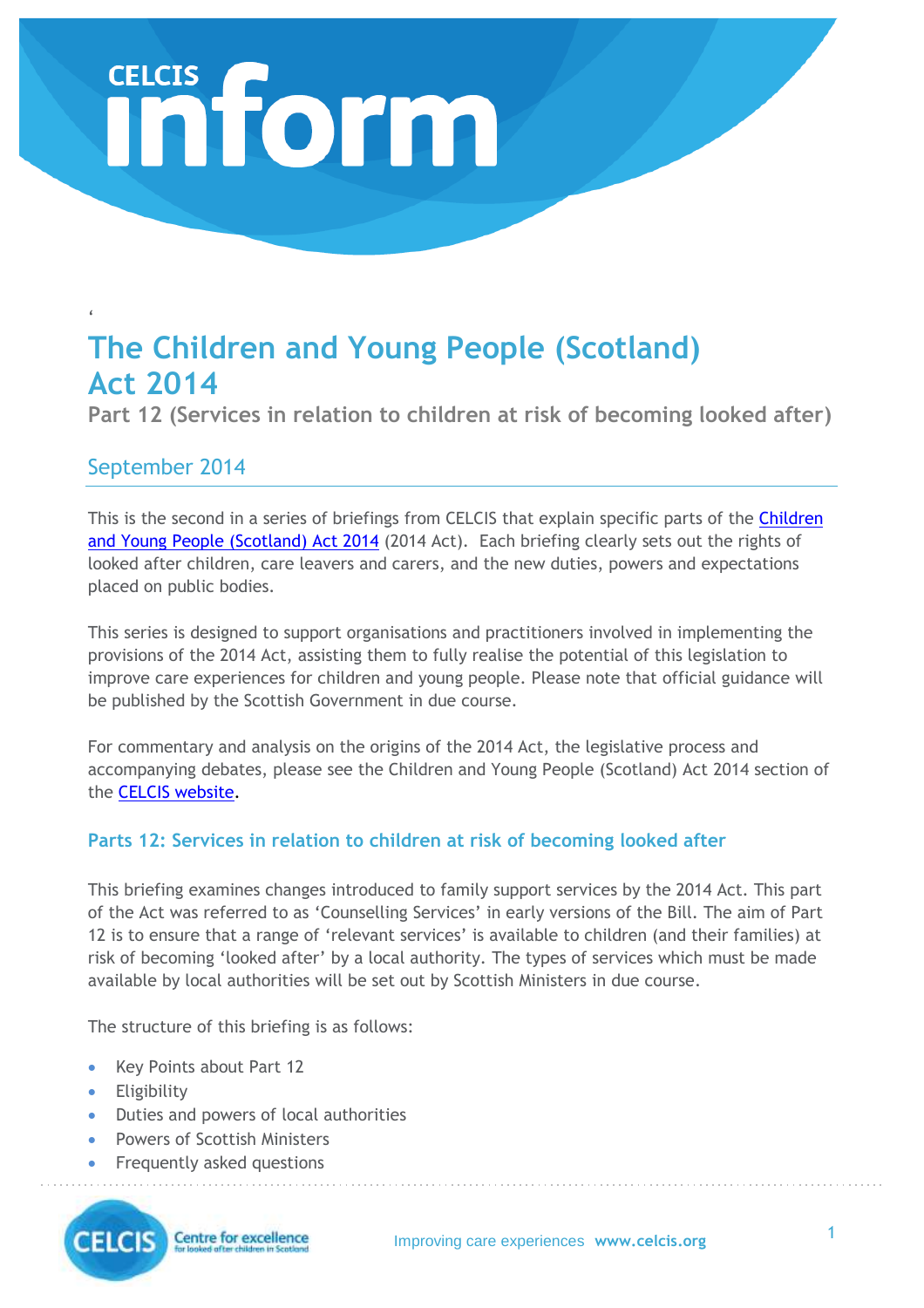CELCIS inform

‘

# The Children and Young People (Scotland) Act 2014

**Part 12 (Services in relation to children at risk of becoming looked after)**

## September 2014

This is the second in a series of briefings from CELCIS that explain specific parts of the Children and Young People (Scotland) Act 2014 (2014 Act). Each briefing clearly sets out the rights of looked after children, care leavers and carers, and the new duties, powers and expectations placed on public bodies.

This series is designed to support organisations and practitioners involved in implementing the provisions of the 2014 Act, assisting them to fully realise the potential of this legislation to improve care experiences for children and young people. Please note that official guidance will be published by the Scottish Government in due course.

For commentary and analysis on the origins of the 2014 Act, the legislative process and accompanying debates, please see the Children and Young People (Scotland) Act 2014 section of the CELCIS website.

### Parts 12: Services in relation to children at risk of becoming looked after

This briefing examines changes introduced to family support services by the 2014 Act. This part of the Act was referred to as ‘Counselling Services’ in early versions of the Bill. The aim of Part 12 is to ensure that a range of ‘relevant services’ is available to children (and their families) at risk of becoming ‘looked after’ by a local authority. The types of services which must be made available by local authorities will be set out by Scottish Ministers in due course.

The structure of this briefing is as follows:

- Key Points about Part 12
- Eligibility
- Duties and powers of local authorities
- Powers of Scottish Ministers
- Frequently asked questions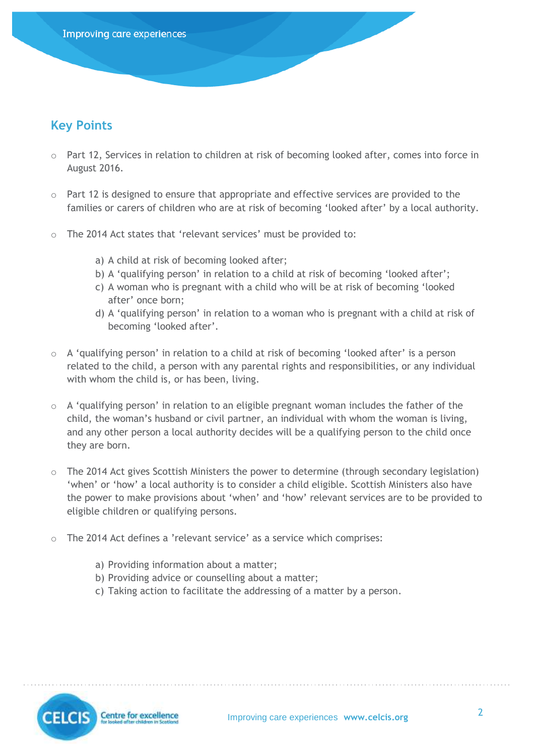## Key Points

- Part 12, Services in relation to children at risk of becoming looked after, comes into force in August 2016.

- Part 12 is designed to ensure that appropriate and effective services are provided to the families or carers of children who are at risk of becoming 'looked after' by a local authority.

- The 2014 Act states that 'relevant services' must be provided to:

    a) A child at risk of becoming looked after;
    b) A 'qualifying person' in relation to a child at risk of becoming 'looked after';
    c) A woman who is pregnant with a child who will be at risk of becoming 'looked after' once born;
    d) A 'qualifying person' in relation to a woman who is pregnant with a child at risk of becoming 'looked after'.

- A 'qualifying person' in relation to a child at risk of becoming 'looked after' is a person related to the child, a person with any parental rights and responsibilities, or any individual with whom the child is, or has been, living.

- A 'qualifying person' in relation to an eligible pregnant woman includes the father of the child, the woman's husband or civil partner, an individual with whom the woman is living, and any other person a local authority decides will be a qualifying person to the child once they are born.

- The 2014 Act gives Scottish Ministers the power to determine (through secondary legislation) 'when' or 'how' a local authority is to consider a child eligible. Scottish Ministers also have the power to make provisions about 'when' and 'how' relevant services are to be provided to eligible children or qualifying persons.

- The 2014 Act defines a 'relevant service' as a service which comprises:

    a) Providing information about a matter;
    b) Providing advice or counselling about a matter;
    c) Taking action to facilitate the addressing of a matter by a person.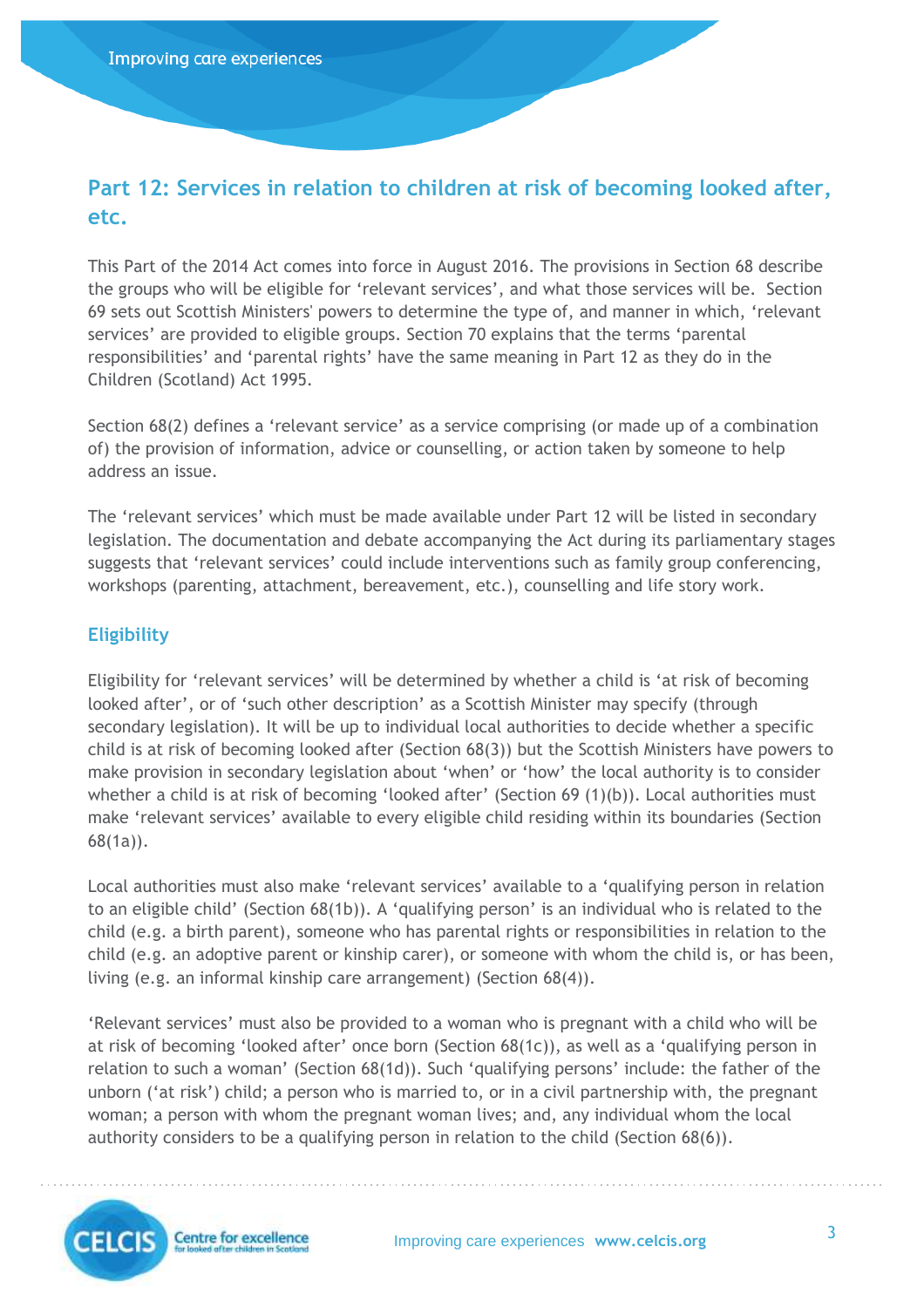## Part 12: Services in relation to children at risk of becoming looked after, etc.

This Part of the 2014 Act comes into force in August 2016. The provisions in Section 68 describe the groups who will be eligible for 'relevant services', and what those services will be. Section 69 sets out Scottish Ministers' powers to determine the type of, and manner in which, 'relevant services' are provided to eligible groups. Section 70 explains that the terms 'parental responsibilities' and 'parental rights' have the same meaning in Part 12 as they do in the Children (Scotland) Act 1995.

Section 68(2) defines a 'relevant service' as a service comprising (or made up of a combination of) the provision of information, advice or counselling, or action taken by someone to help address an issue.

The 'relevant services' which must be made available under Part 12 will be listed in secondary legislation. The documentation and debate accompanying the Act during its parliamentary stages suggests that 'relevant services' could include interventions such as family group conferencing, workshops (parenting, attachment, bereavement, etc.), counselling and life story work.

### Eligibility

Eligibility for 'relevant services' will be determined by whether a child is 'at risk of becoming looked after', or of 'such other description' as a Scottish Minister may specify (through secondary legislation). It will be up to individual local authorities to decide whether a specific child is at risk of becoming looked after (Section 68(3)) but the Scottish Ministers have powers to make provision in secondary legislation about 'when' or 'how' the local authority is to consider whether a child is at risk of becoming 'looked after' (Section 69 (1)(b)). Local authorities must make 'relevant services' available to every eligible child residing within its boundaries (Section 68(1a)).

Local authorities must also make 'relevant services' available to a 'qualifying person in relation to an eligible child' (Section 68(1b)). A 'qualifying person' is an individual who is related to the child (e.g. a birth parent), someone who has parental rights or responsibilities in relation to the child (e.g. an adoptive parent or kinship carer), or someone with whom the child is, or has been, living (e.g. an informal kinship care arrangement) (Section 68(4)).

'Relevant services' must also be provided to a woman who is pregnant with a child who will be at risk of becoming 'looked after' once born (Section 68(1c)), as well as a 'qualifying person in relation to such a woman' (Section 68(1d)). Such 'qualifying persons' include: the father of the unborn ('at risk') child; a person who is married to, or in a civil partnership with, the pregnant woman; a person with whom the pregnant woman lives; and, any individual whom the local authority considers to be a qualifying person in relation to the child (Section 68(6)).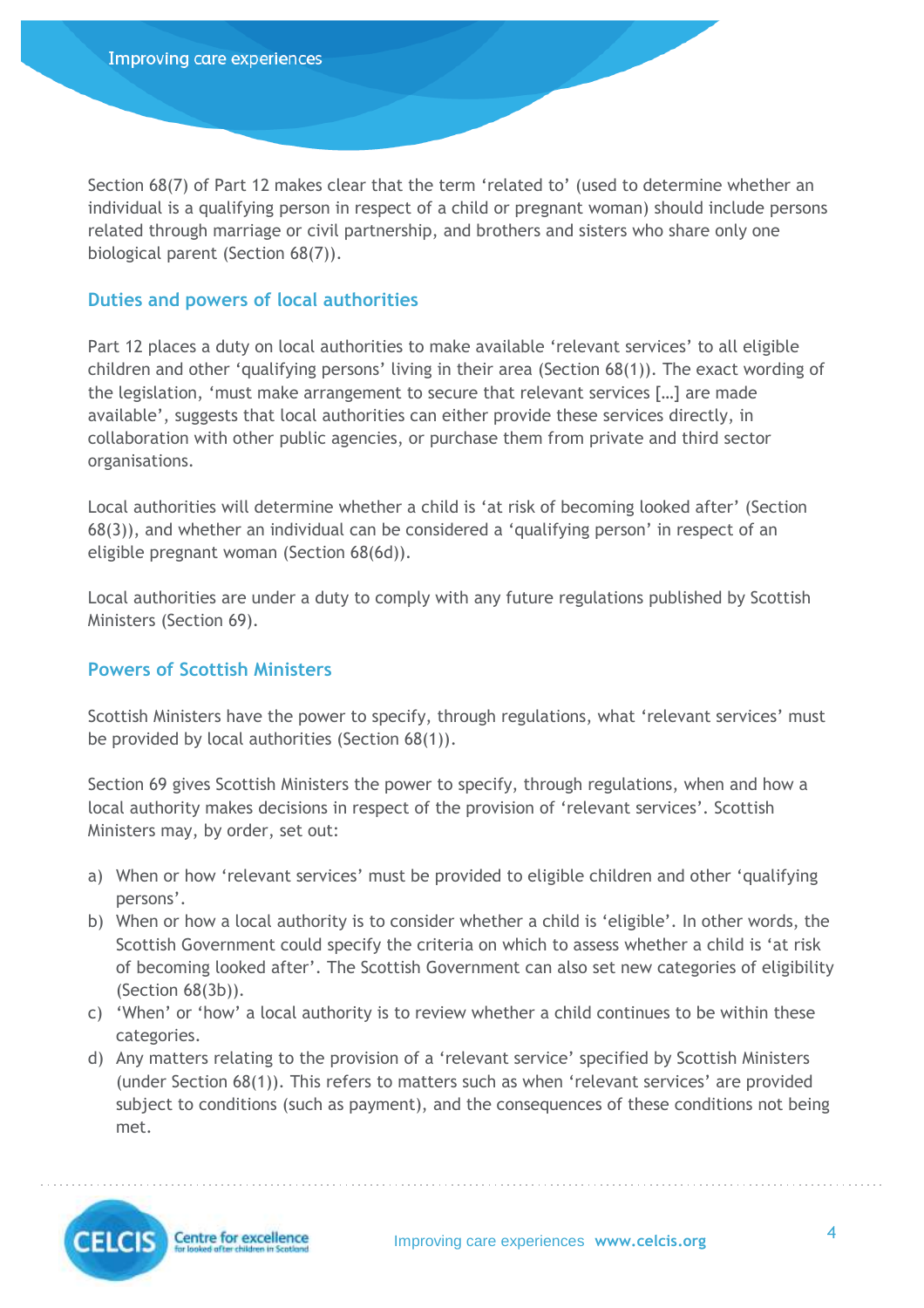Section 68(7) of Part 12 makes clear that the term 'related to' (used to determine whether an individual is a qualifying person in respect of a child or pregnant woman) should include persons related through marriage or civil partnership, and brothers and sisters who share only one biological parent (Section 68(7)).

## Duties and powers of local authorities

Part 12 places a duty on local authorities to make available 'relevant services' to all eligible children and other 'qualifying persons' living in their area (Section 68(1)). The exact wording of the legislation, 'must make arrangement to secure that relevant services […] are made available', suggests that local authorities can either provide these services directly, in collaboration with other public agencies, or purchase them from private and third sector organisations.

Local authorities will determine whether a child is 'at risk of becoming looked after' (Section 68(3)), and whether an individual can be considered a 'qualifying person' in respect of an eligible pregnant woman (Section 68(6d)).

Local authorities are under a duty to comply with any future regulations published by Scottish Ministers (Section 69).

## Powers of Scottish Ministers

Scottish Ministers have the power to specify, through regulations, what 'relevant services' must be provided by local authorities (Section 68(1)).

Section 69 gives Scottish Ministers the power to specify, through regulations, when and how a local authority makes decisions in respect of the provision of 'relevant services'. Scottish Ministers may, by order, set out:

a) When or how 'relevant services' must be provided to eligible children and other 'qualifying persons'.
b) When or how a local authority is to consider whether a child is 'eligible'. In other words, the Scottish Government could specify the criteria on which to assess whether a child is 'at risk of becoming looked after'. The Scottish Government can also set new categories of eligibility (Section 68(3b)).
c) 'When' or 'how' a local authority is to review whether a child continues to be within these categories.
d) Any matters relating to the provision of a 'relevant service' specified by Scottish Ministers (under Section 68(1)). This refers to matters such as when 'relevant services' are provided subject to conditions (such as payment), and the consequences of these conditions not being met.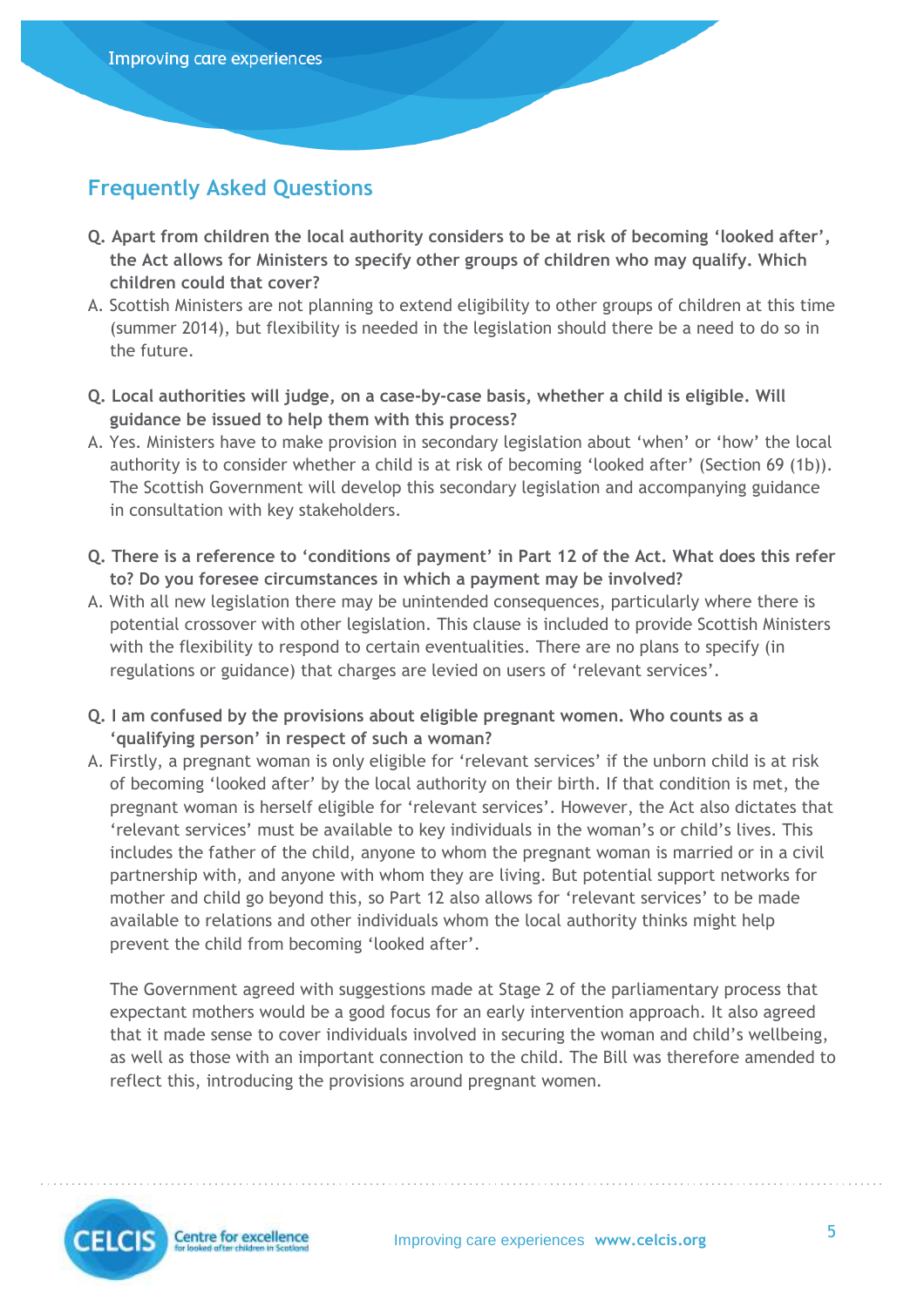## Frequently Asked Questions

**Q. Apart from children the local authority considers to be at risk of becoming 'looked after', the Act allows for Ministers to specify other groups of children who may qualify. Which children could that cover?**

A. Scottish Ministers are not planning to extend eligibility to other groups of children at this time (summer 2014), but flexibility is needed in the legislation should there be a need to do so in the future.

**Q. Local authorities will judge, on a case-by-case basis, whether a child is eligible. Will guidance be issued to help them with this process?**

A. Yes. Ministers have to make provision in secondary legislation about 'when' or 'how' the local authority is to consider whether a child is at risk of becoming 'looked after' (Section 69 (1b)). The Scottish Government will develop this secondary legislation and accompanying guidance in consultation with key stakeholders.

**Q. There is a reference to 'conditions of payment' in Part 12 of the Act. What does this refer to? Do you foresee circumstances in which a payment may be involved?**

A. With all new legislation there may be unintended consequences, particularly where there is potential crossover with other legislation. This clause is included to provide Scottish Ministers with the flexibility to respond to certain eventualities. There are no plans to specify (in regulations or guidance) that charges are levied on users of 'relevant services'.

**Q. I am confused by the provisions about eligible pregnant women. Who counts as a 'qualifying person' in respect of such a woman?**

A. Firstly, a pregnant woman is only eligible for 'relevant services' if the unborn child is at risk of becoming 'looked after' by the local authority on their birth. If that condition is met, the pregnant woman is herself eligible for 'relevant services'. However, the Act also dictates that 'relevant services' must be available to key individuals in the woman's or child's lives. This includes the father of the child, anyone to whom the pregnant woman is married or in a civil partnership with, and anyone with whom they are living. But potential support networks for mother and child go beyond this, so Part 12 also allows for 'relevant services' to be made available to relations and other individuals whom the local authority thinks might help prevent the child from becoming 'looked after'.

The Government agreed with suggestions made at Stage 2 of the parliamentary process that expectant mothers would be a good focus for an early intervention approach. It also agreed that it made sense to cover individuals involved in securing the woman and child's wellbeing, as well as those with an important connection to the child. The Bill was therefore amended to reflect this, introducing the provisions around pregnant women.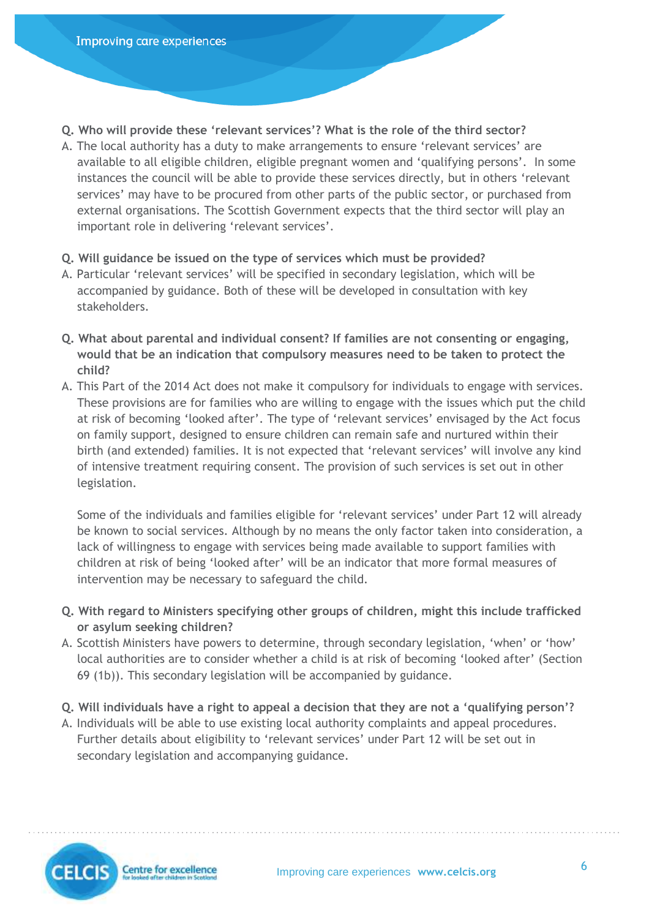**Q. Who will provide these 'relevant services'? What is the role of the third sector?**

A. The local authority has a duty to make arrangements to ensure 'relevant services' are available to all eligible children, eligible pregnant women and 'qualifying persons'. In some instances the council will be able to provide these services directly, but in others 'relevant services' may have to be procured from other parts of the public sector, or purchased from external organisations. The Scottish Government expects that the third sector will play an important role in delivering 'relevant services'.

**Q. Will guidance be issued on the type of services which must be provided?**

A. Particular 'relevant services' will be specified in secondary legislation, which will be accompanied by guidance. Both of these will be developed in consultation with key stakeholders.

**Q. What about parental and individual consent? If families are not consenting or engaging, would that be an indication that compulsory measures need to be taken to protect the child?**

A. This Part of the 2014 Act does not make it compulsory for individuals to engage with services. These provisions are for families who are willing to engage with the issues which put the child at risk of becoming 'looked after'. The type of 'relevant services' envisaged by the Act focus on family support, designed to ensure children can remain safe and nurtured within their birth (and extended) families. It is not expected that 'relevant services' will involve any kind of intensive treatment requiring consent. The provision of such services is set out in other legislation.

Some of the individuals and families eligible for 'relevant services' under Part 12 will already be known to social services. Although by no means the only factor taken into consideration, a lack of willingness to engage with services being made available to support families with children at risk of being 'looked after' will be an indicator that more formal measures of intervention may be necessary to safeguard the child.

**Q. With regard to Ministers specifying other groups of children, might this include trafficked or asylum seeking children?**

A. Scottish Ministers have powers to determine, through secondary legislation, 'when' or 'how' local authorities are to consider whether a child is at risk of becoming 'looked after' (Section 69 (1b)). This secondary legislation will be accompanied by guidance.

**Q. Will individuals have a right to appeal a decision that they are not a 'qualifying person'?**

A. Individuals will be able to use existing local authority complaints and appeal procedures. Further details about eligibility to 'relevant services' under Part 12 will be set out in secondary legislation and accompanying guidance.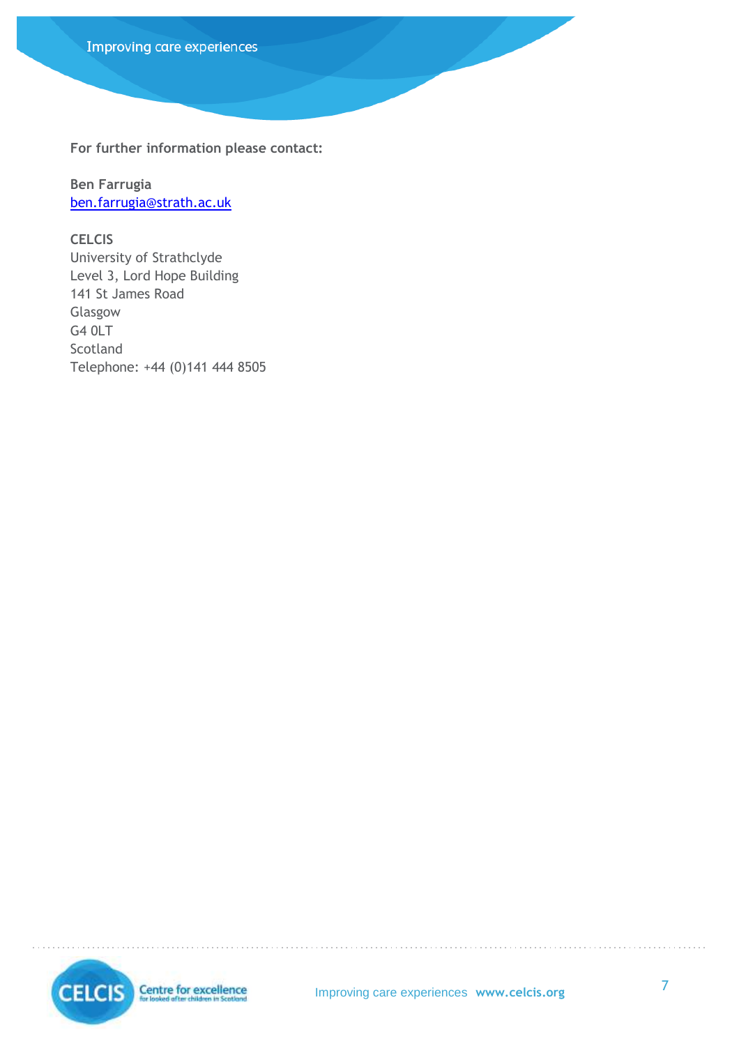**For further information please contact:**

**Ben Farrugia**
ben.farrugia@strath.ac.uk

**CELCIS**
University of Strathclyde
Level 3, Lord Hope Building
141 St James Road
Glasgow
G4 0LT
Scotland
Telephone: +44 (0)141 444 8505